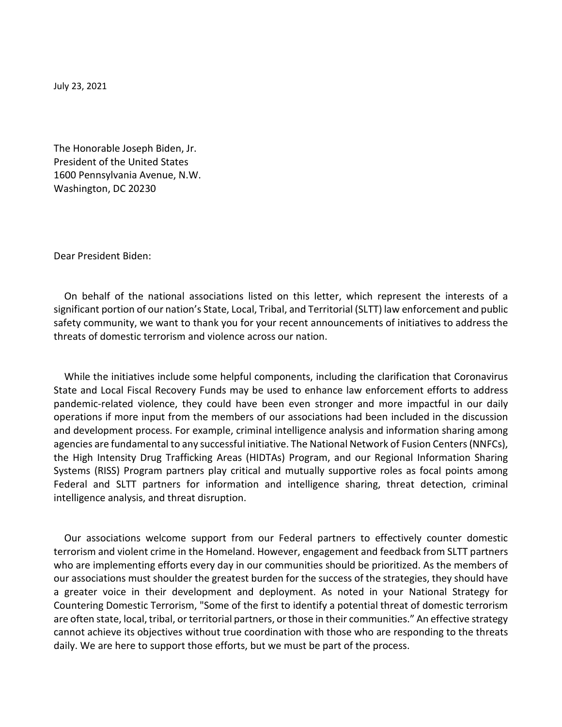July 23, 2021

The Honorable Joseph Biden, Jr.
President of the United States
1600 Pennsylvania Avenue, N.W.
Washington, DC 20230

Dear President Biden:

On behalf of the national associations listed on this letter, which represent the interests of a significant portion of our nation's State, Local, Tribal, and Territorial (SLTT) law enforcement and public safety community, we want to thank you for your recent announcements of initiatives to address the threats of domestic terrorism and violence across our nation.

While the initiatives include some helpful components, including the clarification that Coronavirus State and Local Fiscal Recovery Funds may be used to enhance law enforcement efforts to address pandemic-related violence, they could have been even stronger and more impactful in our daily operations if more input from the members of our associations had been included in the discussion and development process. For example, criminal intelligence analysis and information sharing among agencies are fundamental to any successful initiative. The National Network of Fusion Centers (NNFCs), the High Intensity Drug Trafficking Areas (HIDTAs) Program, and our Regional Information Sharing Systems (RISS) Program partners play critical and mutually supportive roles as focal points among Federal and SLTT partners for information and intelligence sharing, threat detection, criminal intelligence analysis, and threat disruption.

Our associations welcome support from our Federal partners to effectively counter domestic terrorism and violent crime in the Homeland. However, engagement and feedback from SLTT partners who are implementing efforts every day in our communities should be prioritized. As the members of our associations must shoulder the greatest burden for the success of the strategies, they should have a greater voice in their development and deployment. As noted in your National Strategy for Countering Domestic Terrorism, "Some of the first to identify a potential threat of domestic terrorism are often state, local, tribal, or territorial partners, or those in their communities." An effective strategy cannot achieve its objectives without true coordination with those who are responding to the threats daily. We are here to support those efforts, but we must be part of the process.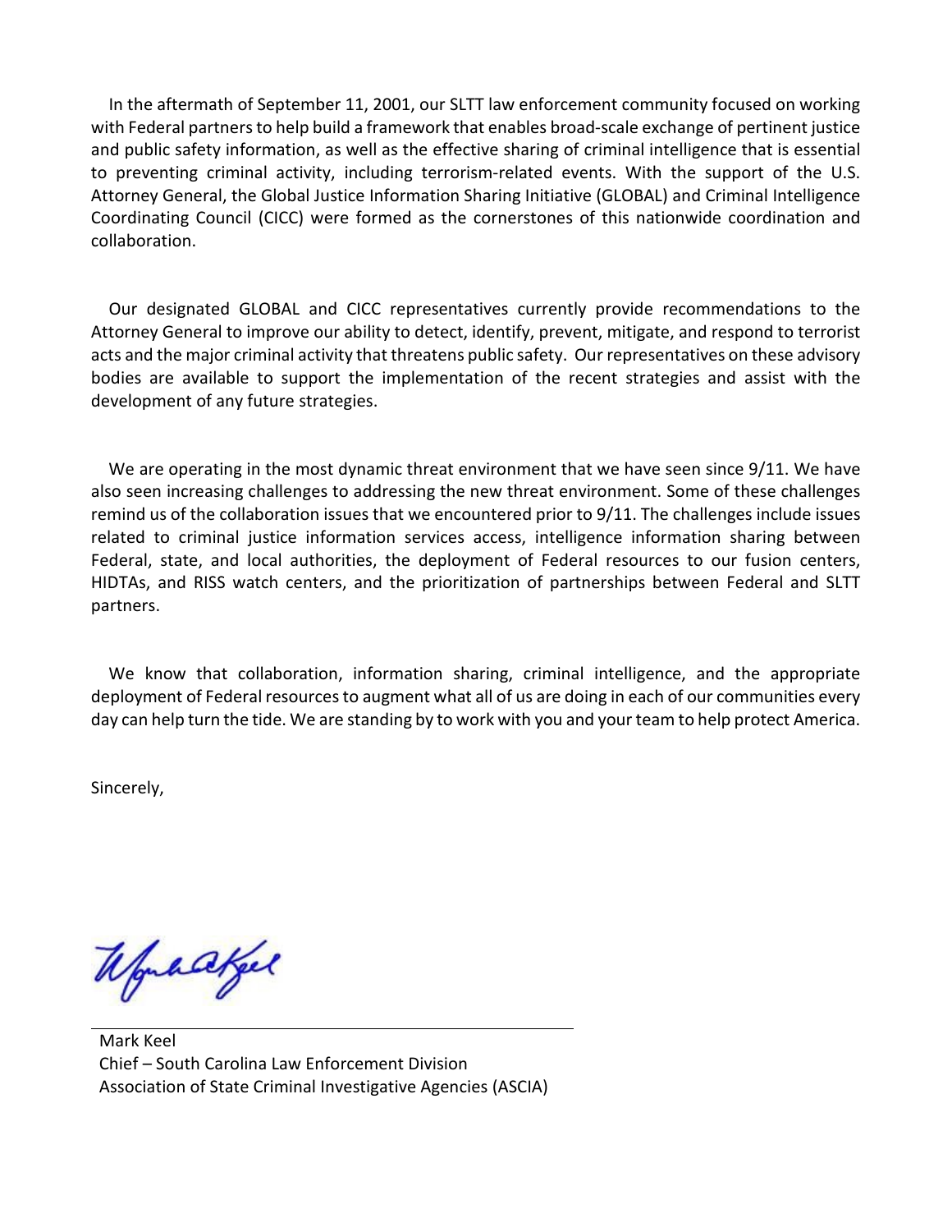In the aftermath of September 11, 2001, our SLTT law enforcement community focused on working with Federal partners to help build a framework that enables broad-scale exchange of pertinent justice and public safety information, as well as the effective sharing of criminal intelligence that is essential to preventing criminal activity, including terrorism-related events. With the support of the U.S. Attorney General, the Global Justice Information Sharing Initiative (GLOBAL) and Criminal Intelligence Coordinating Council (CICC) were formed as the cornerstones of this nationwide coordination and collaboration.

Our designated GLOBAL and CICC representatives currently provide recommendations to the Attorney General to improve our ability to detect, identify, prevent, mitigate, and respond to terrorist acts and the major criminal activity that threatens public safety. Our representatives on these advisory bodies are available to support the implementation of the recent strategies and assist with the development of any future strategies.

We are operating in the most dynamic threat environment that we have seen since 9/11. We have also seen increasing challenges to addressing the new threat environment. Some of these challenges remind us of the collaboration issues that we encountered prior to 9/11. The challenges include issues related to criminal justice information services access, intelligence information sharing between Federal, state, and local authorities, the deployment of Federal resources to our fusion centers, HIDTAs, and RISS watch centers, and the prioritization of partnerships between Federal and SLTT partners.

We know that collaboration, information sharing, criminal intelligence, and the appropriate deployment of Federal resources to augment what all of us are doing in each of our communities every day can help turn the tide. We are standing by to work with you and your team to help protect America.

Sincerely,

Mark Keel  
Chief – South Carolina Law Enforcement Division  
Association of State Criminal Investigative Agencies (ASCIA)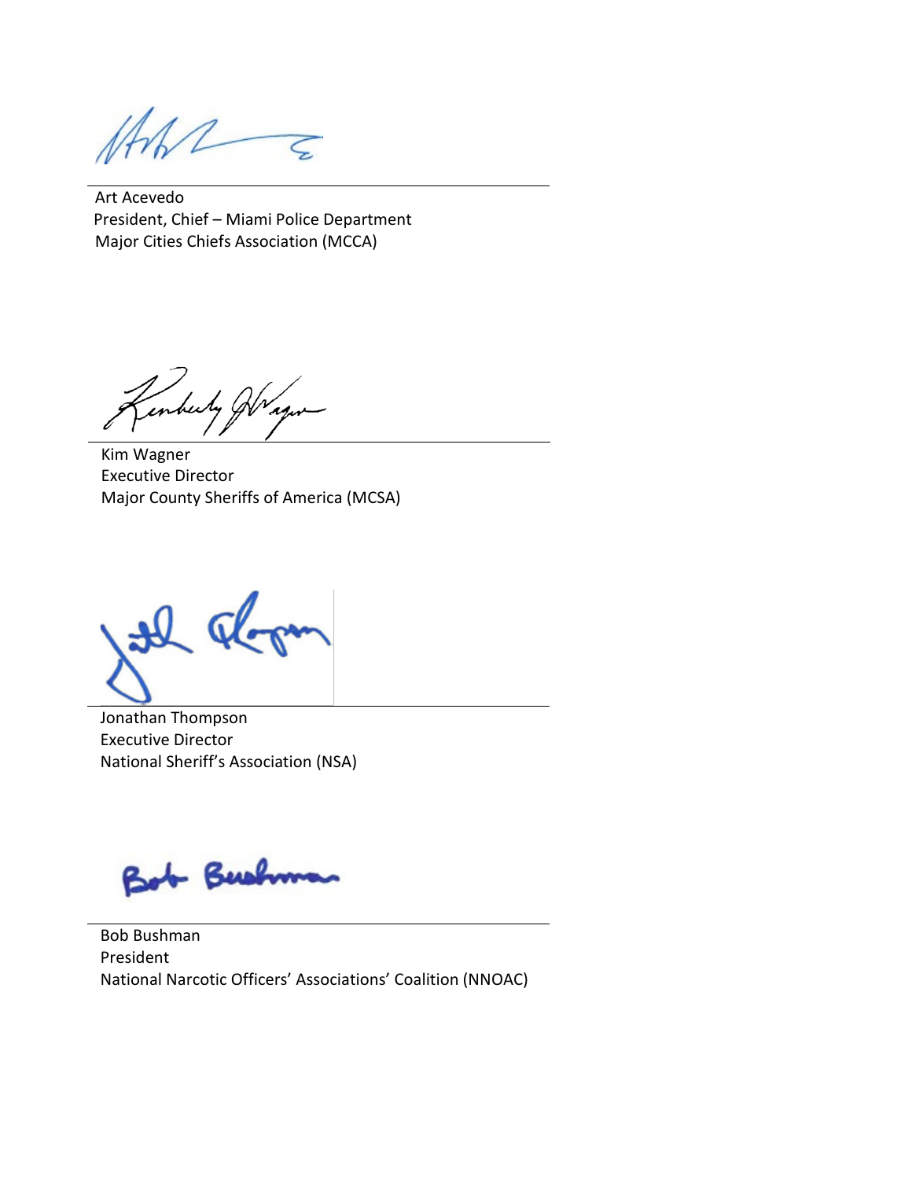Art Acevedo
President, Chief – Miami Police Department
Major Cities Chiefs Association (MCCA)

Kim Wagner
Executive Director
Major County Sheriffs of America (MCSA)

Jonathan Thompson
Executive Director
National Sheriff's Association (NSA)

Bob Bushman
President
National Narcotic Officers' Associations' Coalition (NNOAC)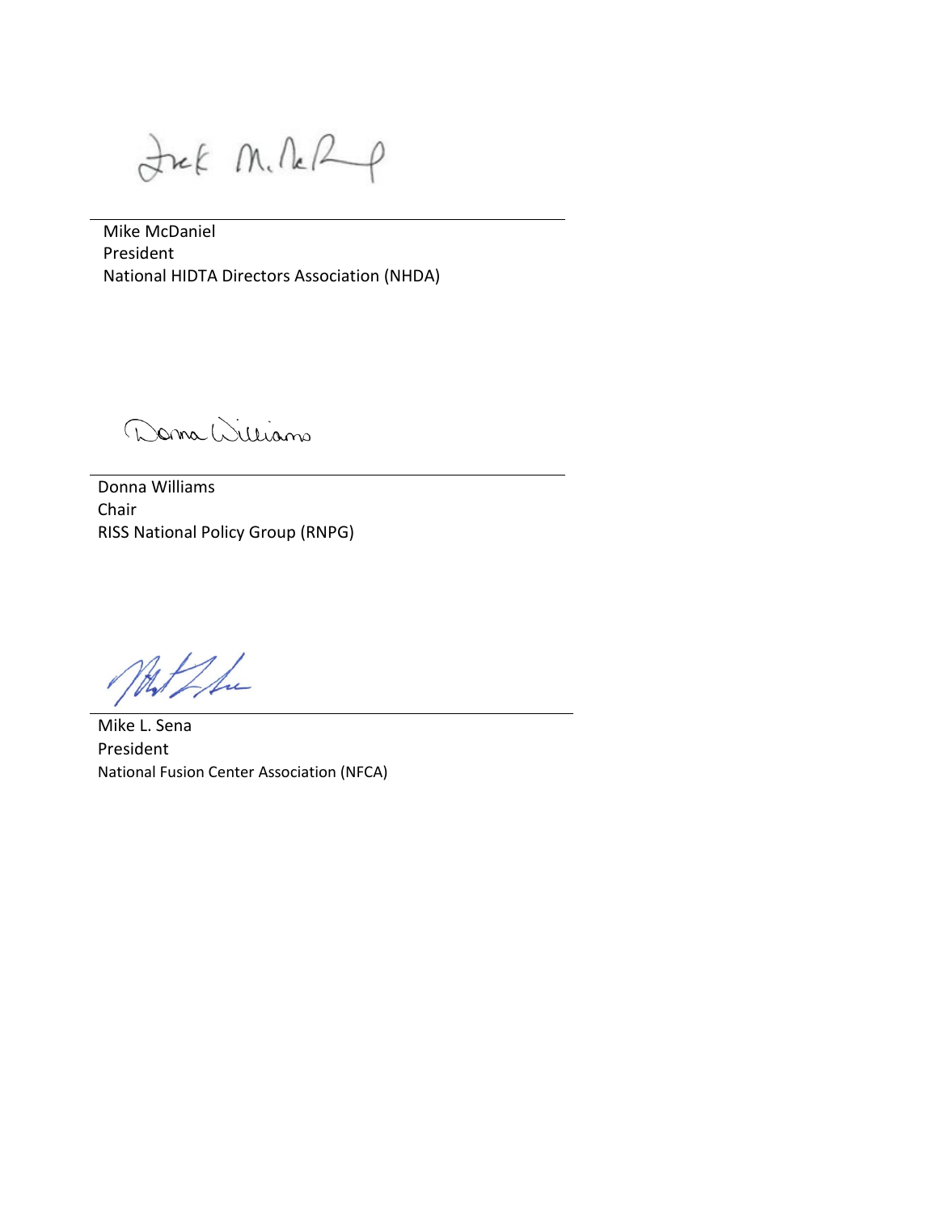Mike McDaniel
President
National HIDTA Directors Association (NHDA)

Donna Williams
Chair
RISS National Policy Group (RNPG)

Mike L. Sena
President
National Fusion Center Association (NFCA)